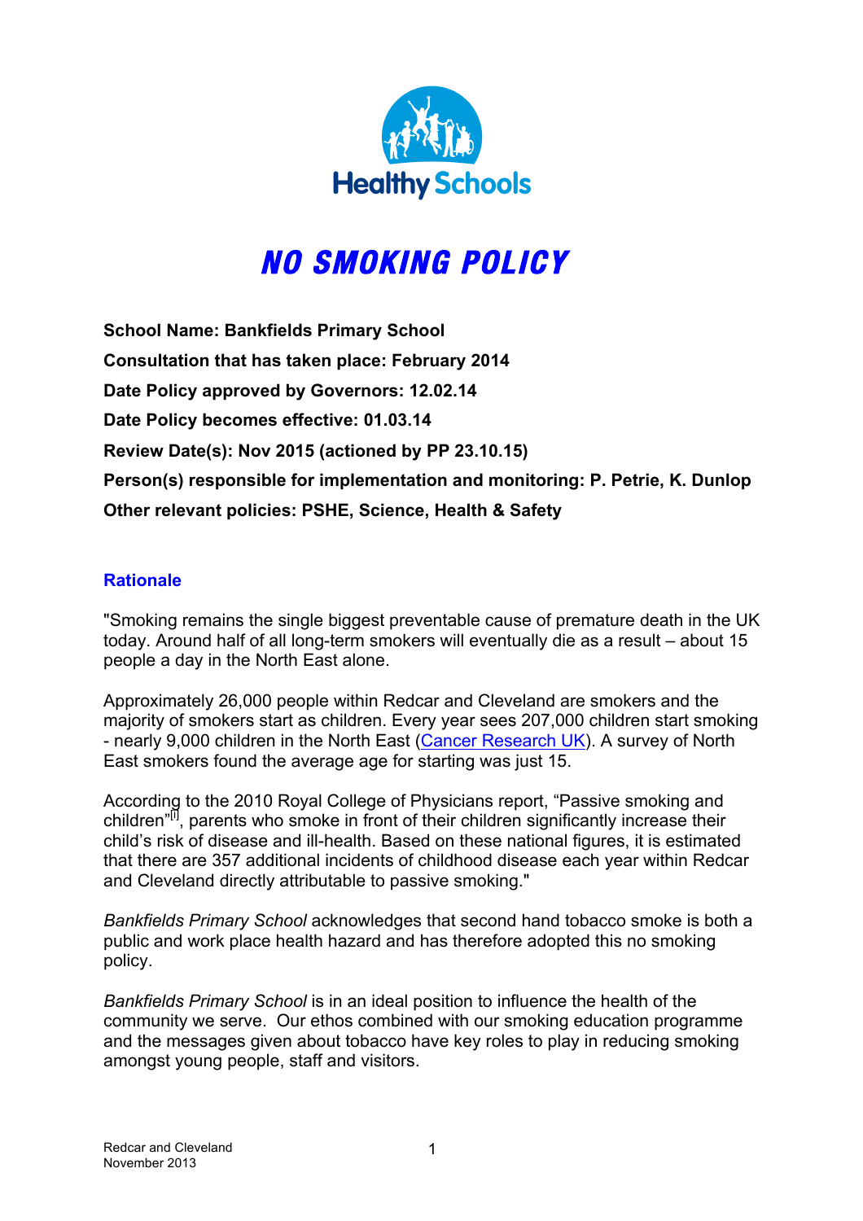Healthy Schools

# NO SMOKING POLICY

**School Name: Bankfields Primary School**

**Consultation that has taken place: February 2014**

**Date Policy approved by Governors: 12.02.14**

**Date Policy becomes effective: 01.03.14**

**Review Date(s): Nov 2015 (actioned by PP 23.10.15)**

**Person(s) responsible for implementation and monitoring: P. Petrie, K. Dunlop**

**Other relevant policies: PSHE, Science, Health & Safety**

## Rationale

"Smoking remains the single biggest preventable cause of premature death in the UK today. Around half of all long-term smokers will eventually die as a result – about 15 people a day in the North East alone.

Approximately 26,000 people within Redcar and Cleveland are smokers and the majority of smokers start as children. Every year sees 207,000 children start smoking - nearly 9,000 children in the North East (Cancer Research UK). A survey of North East smokers found the average age for starting was just 15.

According to the 2010 Royal College of Physicians report, "Passive smoking and children"[i], parents who smoke in front of their children significantly increase their child's risk of disease and ill-health. Based on these national figures, it is estimated that there are 357 additional incidents of childhood disease each year within Redcar and Cleveland directly attributable to passive smoking."

*Bankfields Primary School* acknowledges that second hand tobacco smoke is both a public and work place health hazard and has therefore adopted this no smoking policy.

*Bankfields Primary School* is in an ideal position to influence the health of the community we serve. Our ethos combined with our smoking education programme and the messages given about tobacco have key roles to play in reducing smoking amongst young people, staff and visitors.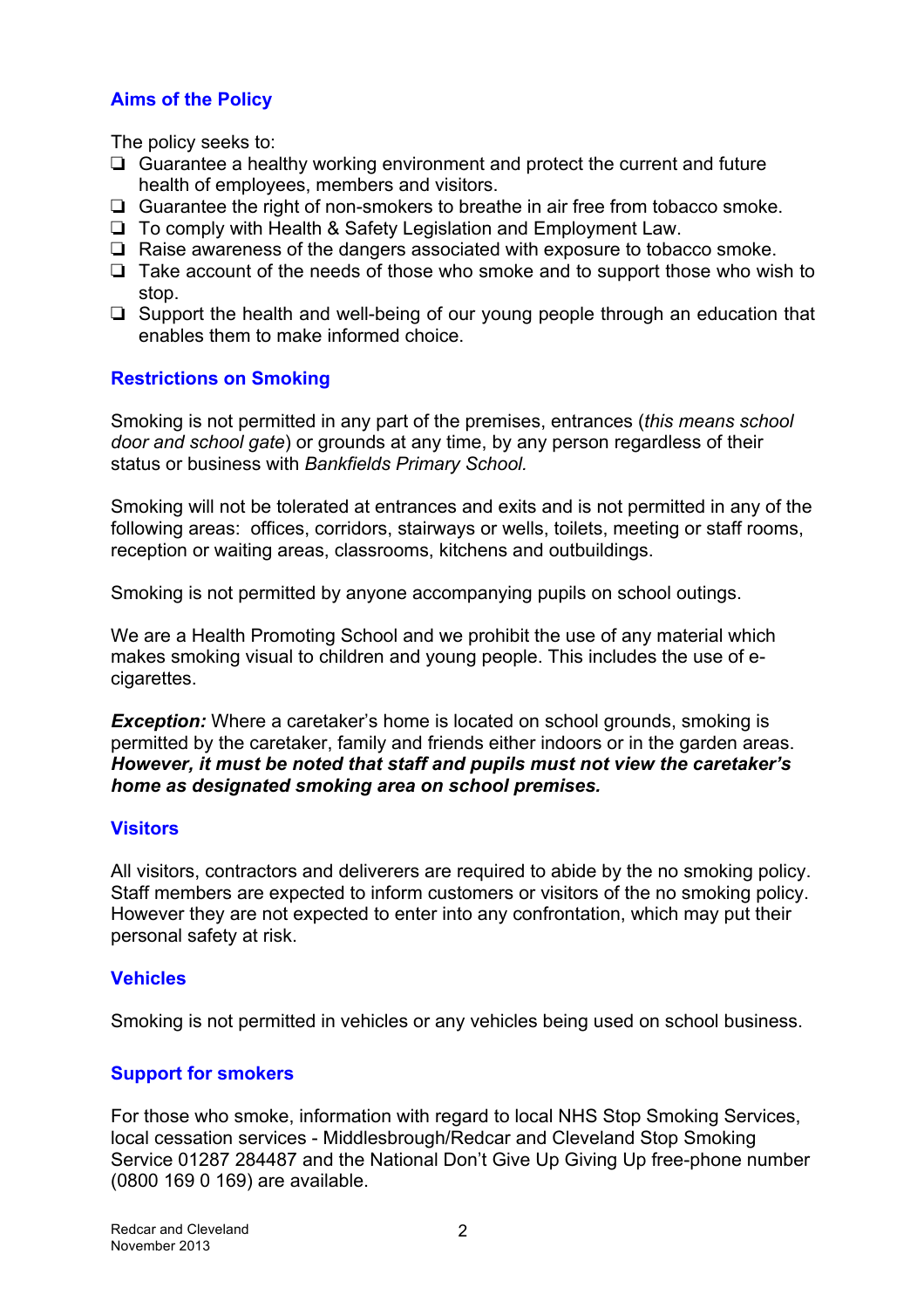## Aims of the Policy

The policy seeks to:

- Guarantee a healthy working environment and protect the current and future health of employees, members and visitors.
- Guarantee the right of non-smokers to breathe in air free from tobacco smoke.
- To comply with Health & Safety Legislation and Employment Law.
- Raise awareness of the dangers associated with exposure to tobacco smoke.
- Take account of the needs of those who smoke and to support those who wish to stop.
- Support the health and well-being of our young people through an education that enables them to make informed choice.

## Restrictions on Smoking

Smoking is not permitted in any part of the premises, entrances (*this means school door and school gate*) or grounds at any time, by any person regardless of their status or business with *Bankfields Primary School.*

Smoking will not be tolerated at entrances and exits and is not permitted in any of the following areas: offices, corridors, stairways or wells, toilets, meeting or staff rooms, reception or waiting areas, classrooms, kitchens and outbuildings.

Smoking is not permitted by anyone accompanying pupils on school outings.

We are a Health Promoting School and we prohibit the use of any material which makes smoking visual to children and young people. This includes the use of e-cigarettes.

***Exception:*** Where a caretaker's home is located on school grounds, smoking is permitted by the caretaker, family and friends either indoors or in the garden areas. ***However, it must be noted that staff and pupils must not view the caretaker's home as designated smoking area on school premises.***

## Visitors

All visitors, contractors and deliverers are required to abide by the no smoking policy. Staff members are expected to inform customers or visitors of the no smoking policy. However they are not expected to enter into any confrontation, which may put their personal safety at risk.

## Vehicles

Smoking is not permitted in vehicles or any vehicles being used on school business.

## Support for smokers

For those who smoke, information with regard to local NHS Stop Smoking Services, local cessation services - Middlesbrough/Redcar and Cleveland Stop Smoking Service 01287 284487 and the National Don't Give Up Giving Up free-phone number (0800 169 0 169) are available.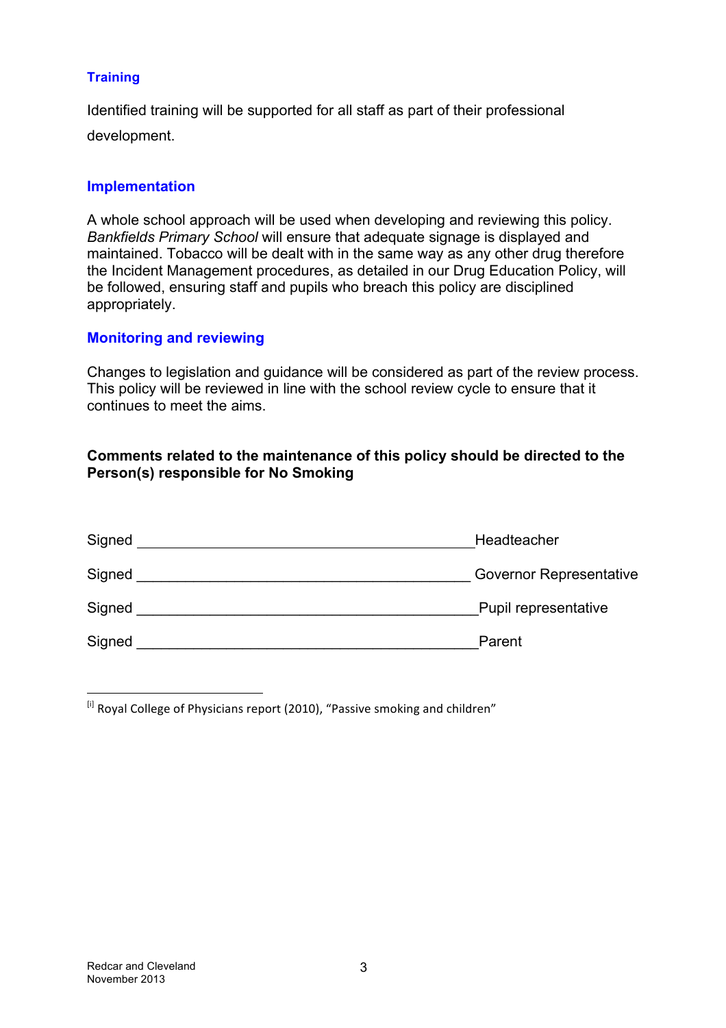### Training

Identified training will be supported for all staff as part of their professional development.

### Implementation

A whole school approach will be used when developing and reviewing this policy. *Bankfields Primary School* will ensure that adequate signage is displayed and maintained. Tobacco will be dealt with in the same way as any other drug therefore the Incident Management procedures, as detailed in our Drug Education Policy, will be followed, ensuring staff and pupils who breach this policy are disciplined appropriately.

### Monitoring and reviewing

Changes to legislation and guidance will be considered as part of the review process. This policy will be reviewed in line with the school review cycle to ensure that it continues to meet the aims.

**Comments related to the maintenance of this policy should be directed to the Person(s) responsible for No Smoking**

Signed ___________________________________________ Headteacher

Signed ___________________________________________ Governor Representative

Signed ___________________________________________ Pupil representative

Signed ___________________________________________ Parent

---

[i] Royal College of Physicians report (2010), "Passive smoking and children"